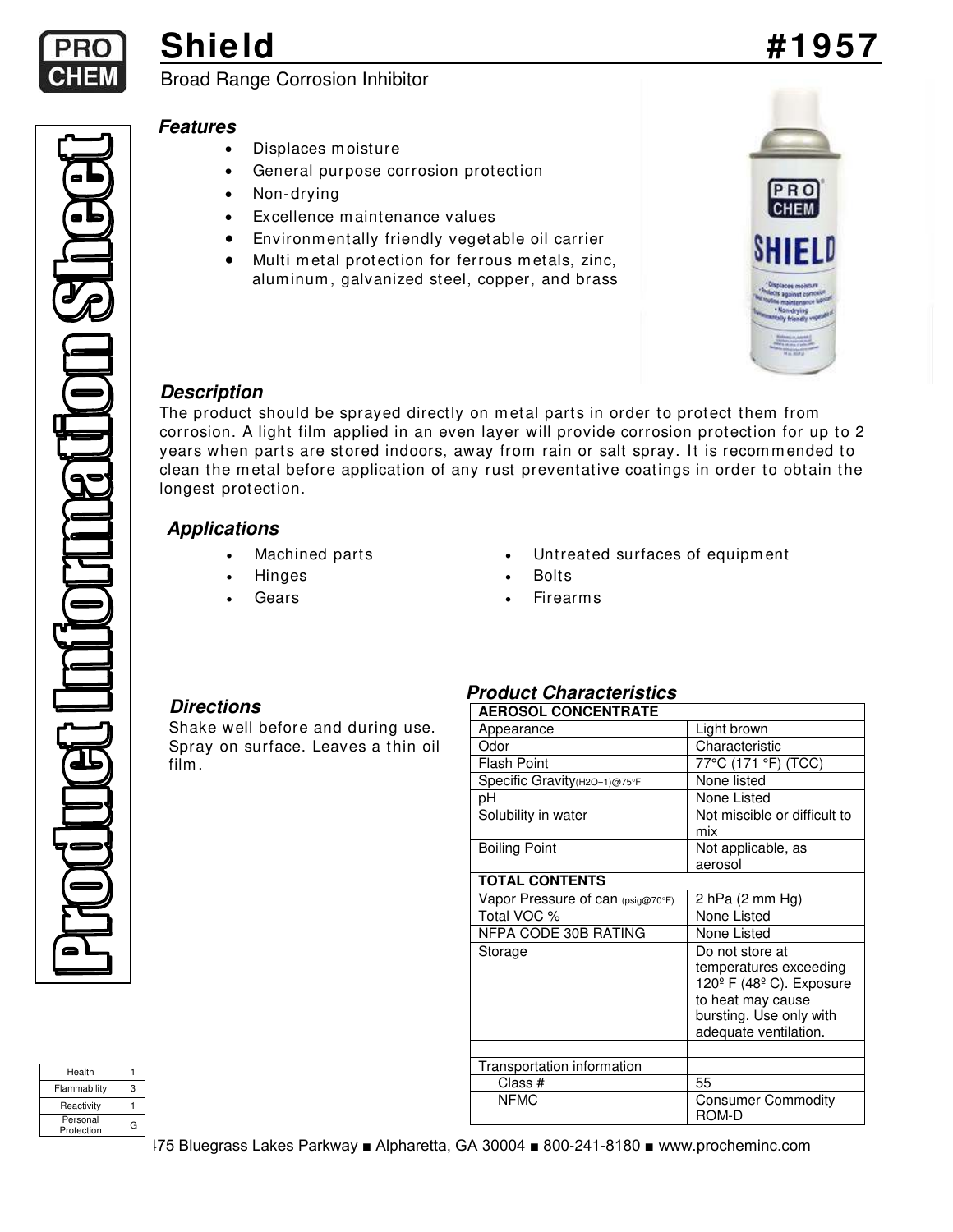# Shield #1957

Broad Range Corrosion Inhibitor

Product Information Sheet

## Features

- Displaces moisture
- General purpose corrosion protection
- Non-drying
- Excellence maintenance values
- Environmentally friendly vegetable oil carrier
- Multi metal protection for ferrous metals, zinc, aluminum, galvanized steel, copper, and brass

## Description

The product should be sprayed directly on metal parts in order to protect them from corrosion. A light film applied in an even layer will provide corrosion protection for up to 2 years when parts are stored indoors, away from rain or salt spray. It is recommended to clean the metal before application of any rust preventative coatings in order to obtain the longest protection.

## Applications

- Machined parts
- Hinges
- Gears
- Untreated surfaces of equipment
- Bolts
- Firearms

## Directions

Shake well before and during use. Spray on surface. Leaves a thin oil film.

## Product Characteristics

| AEROSOL CONCENTRATE | |
|---|---|
| Appearance | Light brown |
| Odor | Characteristic |
| Flash Point | 77°C (171 °F) (TCC) |
| Specific Gravity(H2O=1)@75°F | None listed |
| pH | None Listed |
| Solubility in water | Not miscible or difficult to mix |
| Boiling Point | Not applicable, as aerosol |
| **TOTAL CONTENTS** | |
| Vapor Pressure of can (psig@70°F) | 2 hPa (2 mm Hg) |
| Total VOC % | None Listed |
| NFPA CODE 30B RATING | None Listed |
| Storage | Do not store at temperatures exceeding 120º F (48º C). Exposure to heat may cause bursting. Use only with adequate ventilation. |
| | |
| Transportation information | |
| Class # | 55 |
| NFMC | Consumer Commodity ROM-D |

| | |
|---|---|
| Health | 1 |
| Flammability | 3 |
| Reactivity | 1 |
| Personal Protection | G |

475 Bluegrass Lakes Parkway ■ Alpharetta, GA 30004 ■ 800-241-8180 ■ www.procheminc.com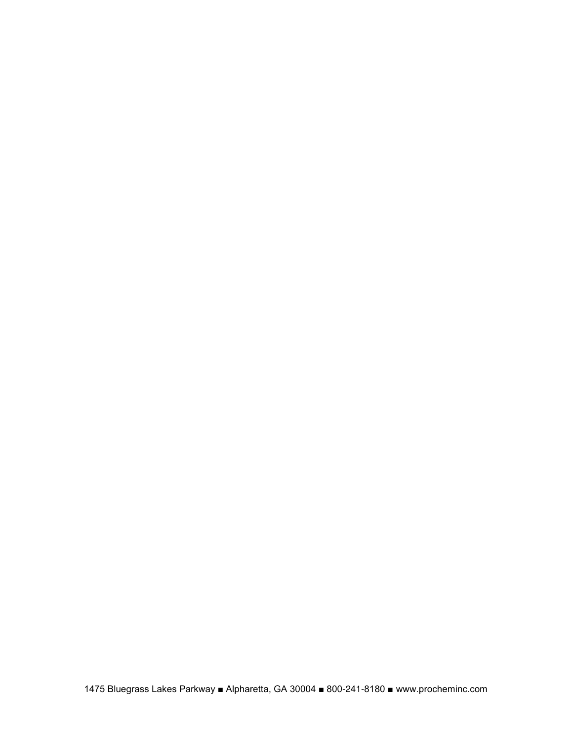1475 Bluegrass Lakes Parkway ■ Alpharetta, GA 30004 ■ 800-241-8180 ■ www.procheminc.com